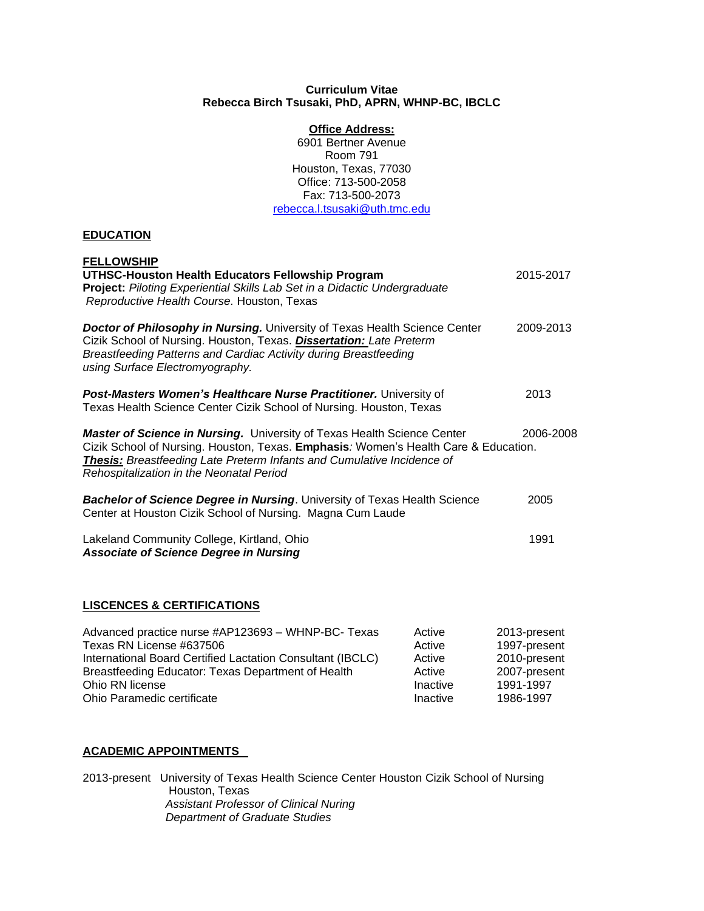**Curriculum Vitae**
**Rebecca Birch Tsusaki, PhD, APRN, WHNP-BC, IBCLC**

**Office Address:**
6901 Bertner Avenue
Room 791
Houston, Texas, 77030
Office: 713-500-2058
Fax: 713-500-2073
rebecca.l.tsusaki@uth.tmc.edu

## EDUCATION

### FELLOWSHIP

**UTHSC-Houston Health Educators Fellowship Program** 2015-2017
**Project:** *Piloting Experiential Skills Lab Set in a Didactic Undergraduate Reproductive Health Course.* Houston, Texas

***Doctor of Philosophy in Nursing.*** University of Texas Health Science Center Cizik School of Nursing. Houston, Texas. ***Dissertation:*** *Late Preterm Breastfeeding Patterns and Cardiac Activity during Breastfeeding using Surface Electromyography.* 2009-2013

***Post-Masters Women's Healthcare Nurse Practitioner.*** University of Texas Health Science Center Cizik School of Nursing. Houston, Texas 2013

***Master of Science in Nursing.*** University of Texas Health Science Center Cizik School of Nursing. Houston, Texas. **Emphasis***:* Women's Health Care & Education. ***Thesis:*** *Breastfeeding Late Preterm Infants and Cumulative Incidence of Rehospitalization in the Neonatal Period* 2006-2008

***Bachelor of Science Degree in Nursing***. University of Texas Health Science Center at Houston Cizik School of Nursing. Magna Cum Laude 2005

Lakeland Community College, Kirtland, Ohio 1991
***Associate of Science Degree in Nursing***

## LISCENCES & CERTIFICATIONS

| | | |
|---|---|---|
| Advanced practice nurse #AP123693 – WHNP-BC- Texas | Active | 2013-present |
| Texas RN License #637506 | Active | 1997-present |
| International Board Certified Lactation Consultant (IBCLC) | Active | 2010-present |
| Breastfeeding Educator: Texas Department of Health | Active | 2007-present |
| Ohio RN license | Inactive | 1991-1997 |
| Ohio Paramedic certificate | Inactive | 1986-1997 |

## ACADEMIC APPOINTMENTS

2013-present University of Texas Health Science Center Houston Cizik School of Nursing
Houston, Texas
*Assistant Professor of Clinical Nuring*
*Department of Graduate Studies*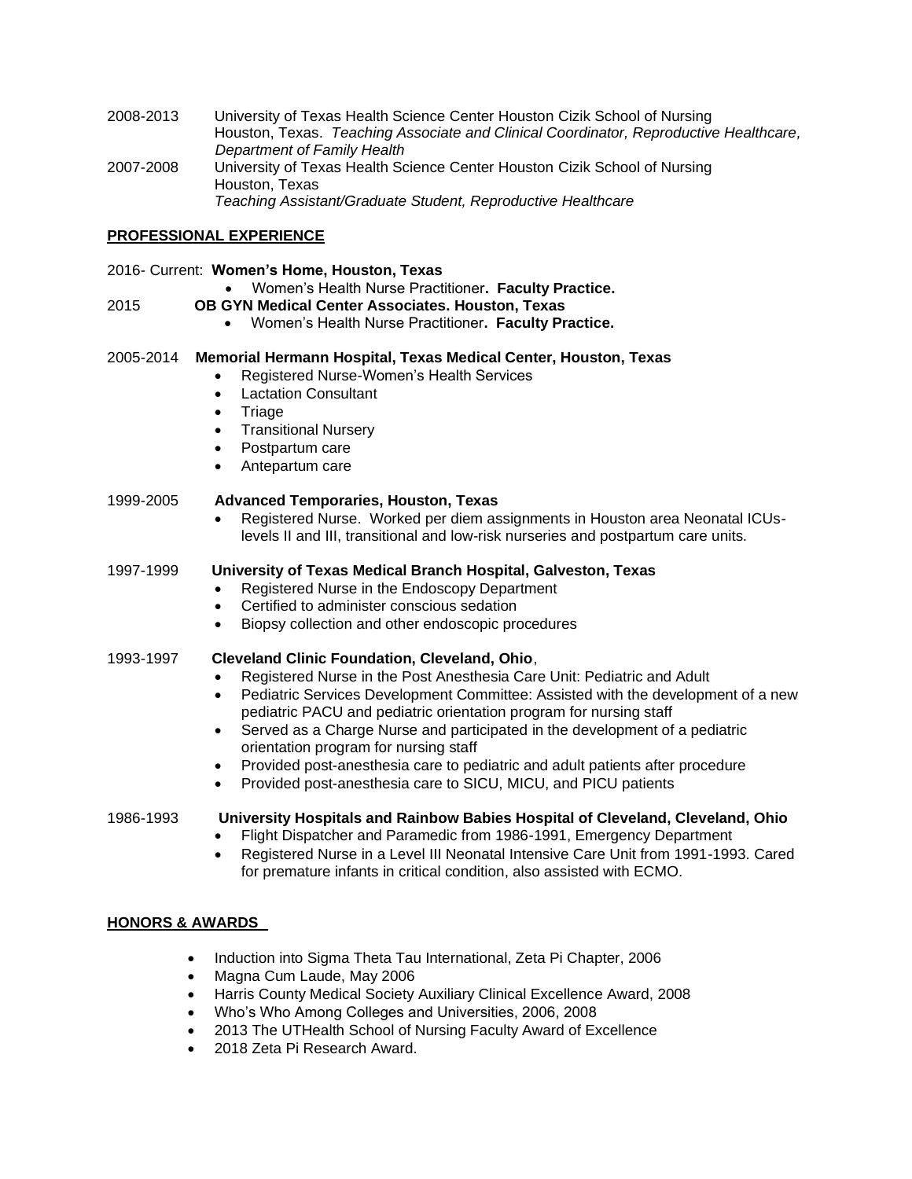2008-2013 University of Texas Health Science Center Houston Cizik School of Nursing Houston, Texas. *Teaching Associate and Clinical Coordinator, Reproductive Healthcare, Department of Family Health*

2007-2008 University of Texas Health Science Center Houston Cizik School of Nursing Houston, Texas
*Teaching Assistant/Graduate Student, Reproductive Healthcare*

## PROFESSIONAL EXPERIENCE

2016- Current: **Women's Home, Houston, Texas**

- Women's Health Nurse Practitioner**. Faculty Practice.**

2015 **OB GYN Medical Center Associates. Houston, Texas**

- Women's Health Nurse Practitioner**. Faculty Practice.**

2005-2014 **Memorial Hermann Hospital, Texas Medical Center, Houston, Texas**

- Registered Nurse-Women's Health Services
- Lactation Consultant
- Triage
- Transitional Nursery
- Postpartum care
- Antepartum care

1999-2005 **Advanced Temporaries, Houston, Texas**

- Registered Nurse. Worked per diem assignments in Houston area Neonatal ICUs-levels II and III, transitional and low-risk nurseries and postpartum care units.

1997-1999 **University of Texas Medical Branch Hospital, Galveston, Texas**

- Registered Nurse in the Endoscopy Department
- Certified to administer conscious sedation
- Biopsy collection and other endoscopic procedures

1993-1997 **Cleveland Clinic Foundation, Cleveland, Ohio**,

- Registered Nurse in the Post Anesthesia Care Unit: Pediatric and Adult
- Pediatric Services Development Committee: Assisted with the development of a new pediatric PACU and pediatric orientation program for nursing staff
- Served as a Charge Nurse and participated in the development of a pediatric orientation program for nursing staff
- Provided post-anesthesia care to pediatric and adult patients after procedure
- Provided post-anesthesia care to SICU, MICU, and PICU patients

1986-1993 **University Hospitals and Rainbow Babies Hospital of Cleveland, Cleveland, Ohio**

- Flight Dispatcher and Paramedic from 1986-1991, Emergency Department
- Registered Nurse in a Level III Neonatal Intensive Care Unit from 1991-1993. Cared for premature infants in critical condition, also assisted with ECMO.

## HONORS & AWARDS

- Induction into Sigma Theta Tau International, Zeta Pi Chapter, 2006
- Magna Cum Laude, May 2006
- Harris County Medical Society Auxiliary Clinical Excellence Award, 2008
- Who's Who Among Colleges and Universities, 2006, 2008
- 2013 The UTHealth School of Nursing Faculty Award of Excellence
- 2018 Zeta Pi Research Award.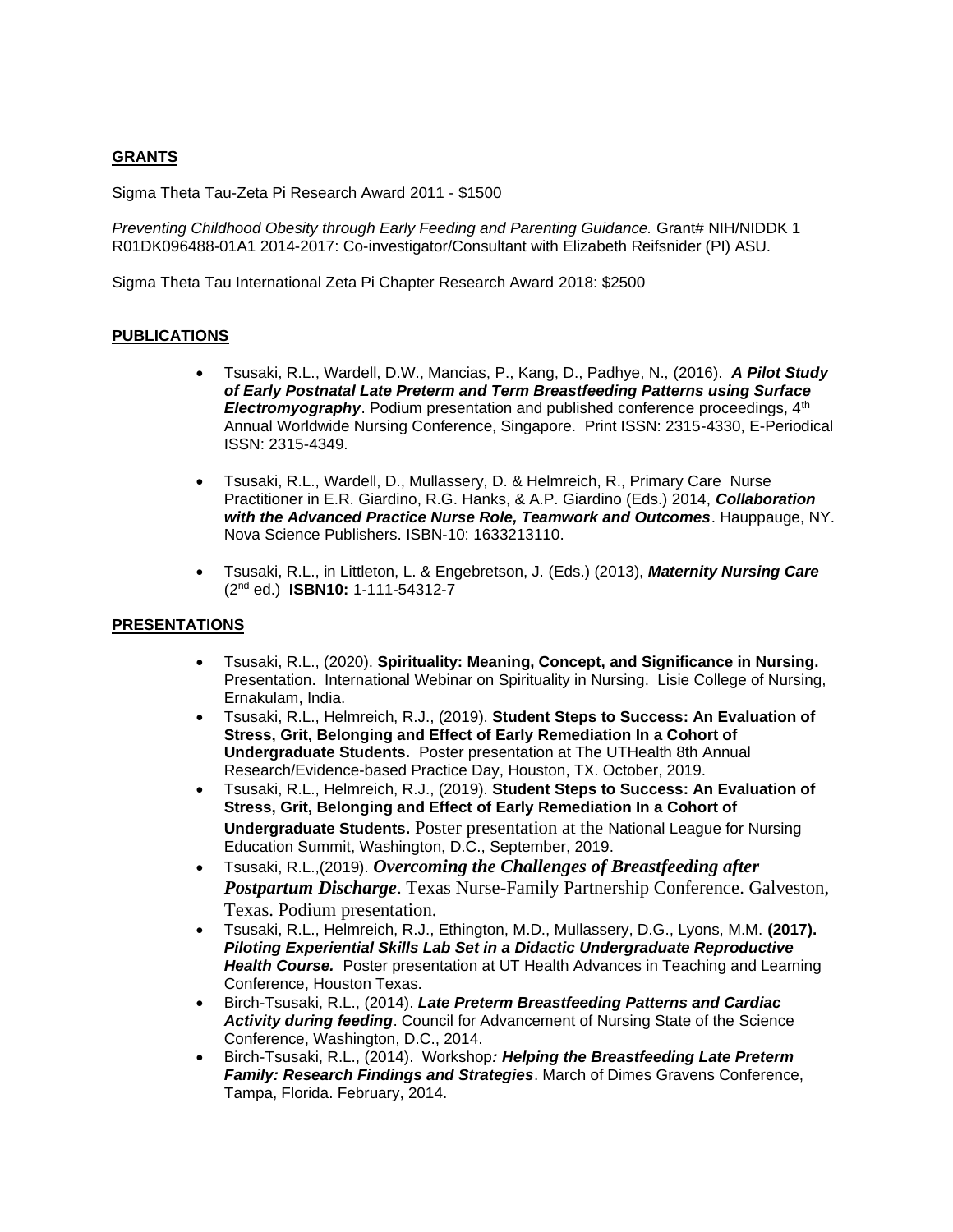## GRANTS

Sigma Theta Tau-Zeta Pi Research Award 2011 - $1500

*Preventing Childhood Obesity through Early Feeding and Parenting Guidance.* Grant# NIH/NIDDK 1 R01DK096488-01A1 2014-2017: Co-investigator/Consultant with Elizabeth Reifsnider (PI) ASU.

Sigma Theta Tau International Zeta Pi Chapter Research Award 2018: $2500

## PUBLICATIONS

- Tsusaki, R.L., Wardell, D.W., Mancias, P., Kang, D., Padhye, N., (2016). ***A Pilot Study of Early Postnatal Late Preterm and Term Breastfeeding Patterns using Surface Electromyography***. Podium presentation and published conference proceedings, 4th Annual Worldwide Nursing Conference, Singapore. Print ISSN: 2315-4330, E-Periodical ISSN: 2315-4349.

- Tsusaki, R.L., Wardell, D., Mullassery, D. & Helmreich, R., Primary Care Nurse Practitioner in E.R. Giardino, R.G. Hanks, & A.P. Giardino (Eds.) 2014, ***Collaboration with the Advanced Practice Nurse Role, Teamwork and Outcomes***. Hauppauge, NY. Nova Science Publishers. ISBN-10: 1633213110.

- Tsusaki, R.L., in Littleton, L. & Engebretson, J. (Eds.) (2013), ***Maternity Nursing Care*** (2nd ed.) **ISBN10:** 1-111-54312-7

## PRESENTATIONS

- Tsusaki, R.L., (2020). **Spirituality: Meaning, Concept, and Significance in Nursing.** Presentation. International Webinar on Spirituality in Nursing. Lisie College of Nursing, Ernakulam, India.
- Tsusaki, R.L., Helmreich, R.J., (2019). **Student Steps to Success: An Evaluation of Stress, Grit, Belonging and Effect of Early Remediation In a Cohort of Undergraduate Students.** Poster presentation at The UTHealth 8th Annual Research/Evidence-based Practice Day, Houston, TX. October, 2019.
- Tsusaki, R.L., Helmreich, R.J., (2019). **Student Steps to Success: An Evaluation of Stress, Grit, Belonging and Effect of Early Remediation In a Cohort of Undergraduate Students.** Poster presentation at the National League for Nursing Education Summit, Washington, D.C., September, 2019.
- Tsusaki, R.L.,(2019). ***Overcoming the Challenges of Breastfeeding after Postpartum Discharge***. Texas Nurse-Family Partnership Conference. Galveston, Texas. Podium presentation.
- Tsusaki, R.L., Helmreich, R.J., Ethington, M.D., Mullassery, D.G., Lyons, M.M. **(2017).** ***Piloting Experiential Skills Lab Set in a Didactic Undergraduate Reproductive Health Course.*** Poster presentation at UT Health Advances in Teaching and Learning Conference, Houston Texas.
- Birch-Tsusaki, R.L., (2014). ***Late Preterm Breastfeeding Patterns and Cardiac Activity during feeding***. Council for Advancement of Nursing State of the Science Conference, Washington, D.C., 2014.
- Birch-Tsusaki, R.L., (2014). Workshop***: Helping the Breastfeeding Late Preterm Family: Research Findings and Strategies***. March of Dimes Gravens Conference, Tampa, Florida. February, 2014.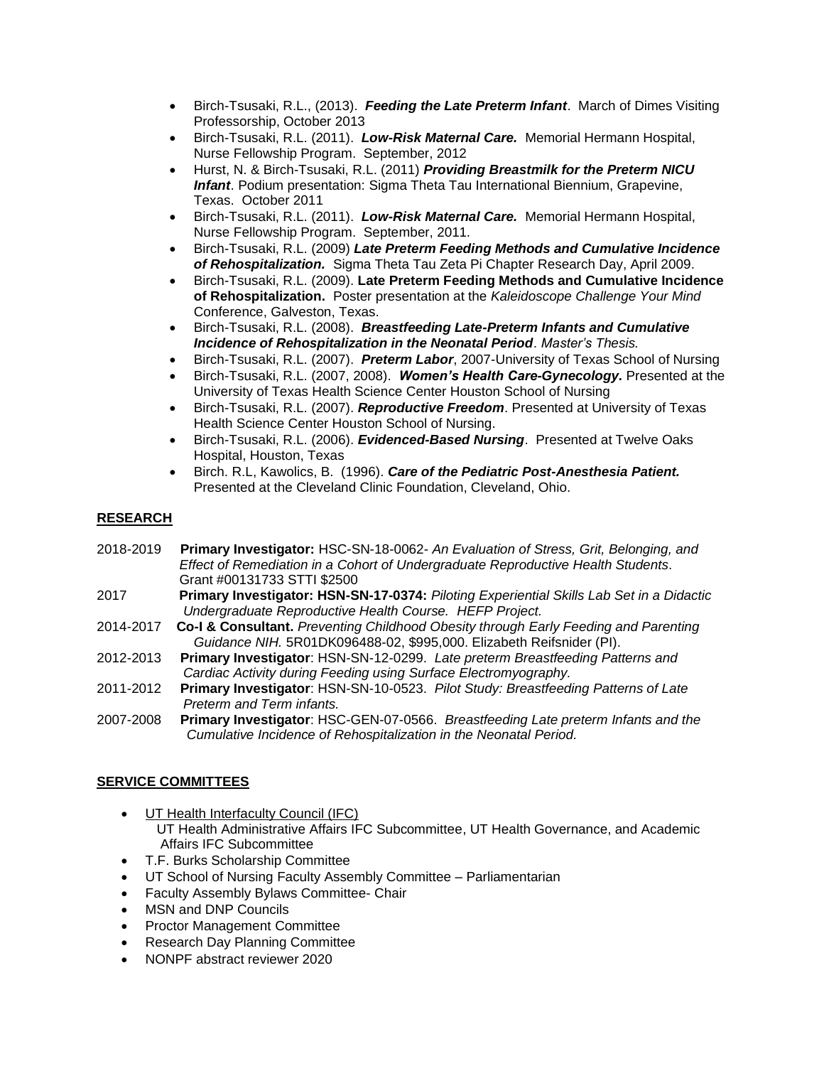- Birch-Tsusaki, R.L., (2013). ***Feeding the Late Preterm Infant***. March of Dimes Visiting Professorship, October 2013
- Birch-Tsusaki, R.L. (2011). ***Low-Risk Maternal Care.*** Memorial Hermann Hospital, Nurse Fellowship Program. September, 2012
- Hurst, N. & Birch-Tsusaki, R.L. (2011) ***Providing Breastmilk for the Preterm NICU Infant***. Podium presentation: Sigma Theta Tau International Biennium, Grapevine, Texas. October 2011
- Birch-Tsusaki, R.L. (2011). ***Low-Risk Maternal Care.*** Memorial Hermann Hospital, Nurse Fellowship Program. September, 2011.
- Birch-Tsusaki, R.L. (2009) ***Late Preterm Feeding Methods and Cumulative Incidence of Rehospitalization.*** Sigma Theta Tau Zeta Pi Chapter Research Day, April 2009.
- Birch-Tsusaki, R.L. (2009). **Late Preterm Feeding Methods and Cumulative Incidence of Rehospitalization.** Poster presentation at the *Kaleidoscope Challenge Your Mind* Conference, Galveston, Texas.
- Birch-Tsusaki, R.L. (2008). ***Breastfeeding Late-Preterm Infants and Cumulative Incidence of Rehospitalization in the Neonatal Period****. Master's Thesis.*
- Birch-Tsusaki, R.L. (2007). ***Preterm Labor***, 2007-University of Texas School of Nursing
- Birch-Tsusaki, R.L. (2007, 2008). ***Women's Health Care-Gynecology.*** Presented at the University of Texas Health Science Center Houston School of Nursing
- Birch-Tsusaki, R.L. (2007). ***Reproductive Freedom***. Presented at University of Texas Health Science Center Houston School of Nursing.
- Birch-Tsusaki, R.L. (2006). ***Evidenced-Based Nursing***. Presented at Twelve Oaks Hospital, Houston, Texas
- Birch. R.L, Kawolics, B. (1996). ***Care of the Pediatric Post-Anesthesia Patient.*** Presented at the Cleveland Clinic Foundation, Cleveland, Ohio.

## RESEARCH

2018-2019 **Primary Investigator:** HSC-SN-18-0062- *An Evaluation of Stress, Grit, Belonging, and Effect of Remediation in a Cohort of Undergraduate Reproductive Health Students*. Grant #00131733 STTI $2500

2017 **Primary Investigator: HSN-SN-17-0374:** *Piloting Experiential Skills Lab Set in a Didactic Undergraduate Reproductive Health Course. HEFP Project.*

2014-2017 **Co-I & Consultant.** *Preventing Childhood Obesity through Early Feeding and Parenting Guidance NIH.* 5R01DK096488-02, $995,000. Elizabeth Reifsnider (PI).

2012-2013 **Primary Investigator**: HSN-SN-12-0299. *Late preterm Breastfeeding Patterns and Cardiac Activity during Feeding using Surface Electromyography.*

2011-2012 **Primary Investigator**: HSN-SN-10-0523. *Pilot Study: Breastfeeding Patterns of Late Preterm and Term infants.*

2007-2008 **Primary Investigator**: HSC-GEN-07-0566. *Breastfeeding Late preterm Infants and the Cumulative Incidence of Rehospitalization in the Neonatal Period.*

## SERVICE COMMITTEES

- UT Health Interfaculty Council (IFC)
  UT Health Administrative Affairs IFC Subcommittee, UT Health Governance, and Academic Affairs IFC Subcommittee
- T.F. Burks Scholarship Committee
- UT School of Nursing Faculty Assembly Committee – Parliamentarian
- Faculty Assembly Bylaws Committee- Chair
- MSN and DNP Councils
- Proctor Management Committee
- Research Day Planning Committee
- NONPF abstract reviewer 2020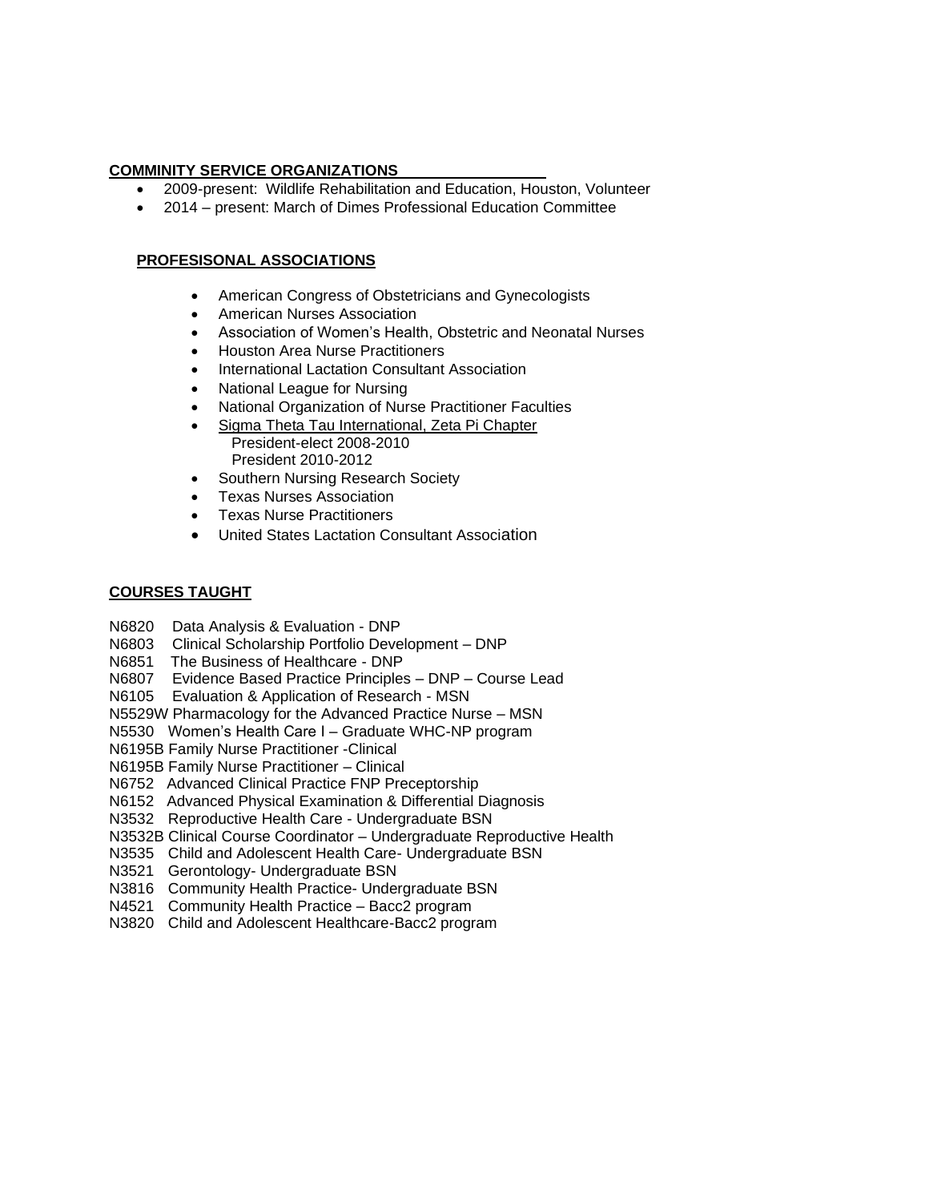## COMMINITY SERVICE ORGANIZATIONS

- 2009-present: Wildlife Rehabilitation and Education, Houston, Volunteer
- 2014 – present: March of Dimes Professional Education Committee

## PROFESISONAL ASSOCIATIONS

- American Congress of Obstetricians and Gynecologists
- American Nurses Association
- Association of Women's Health, Obstetric and Neonatal Nurses
- Houston Area Nurse Practitioners
- International Lactation Consultant Association
- National League for Nursing
- National Organization of Nurse Practitioner Faculties
- Sigma Theta Tau International, Zeta Pi Chapter
  President-elect 2008-2010
  President 2010-2012
- Southern Nursing Research Society
- Texas Nurses Association
- Texas Nurse Practitioners
- United States Lactation Consultant Association

## COURSES TAUGHT

N6820 Data Analysis & Evaluation - DNP
N6803 Clinical Scholarship Portfolio Development – DNP
N6851 The Business of Healthcare - DNP
N6807 Evidence Based Practice Principles – DNP – Course Lead
N6105 Evaluation & Application of Research - MSN
N5529W Pharmacology for the Advanced Practice Nurse – MSN
N5530 Women's Health Care I – Graduate WHC-NP program
N6195B Family Nurse Practitioner -Clinical
N6195B Family Nurse Practitioner – Clinical
N6752 Advanced Clinical Practice FNP Preceptorship
N6152 Advanced Physical Examination & Differential Diagnosis
N3532 Reproductive Health Care - Undergraduate BSN
N3532B Clinical Course Coordinator – Undergraduate Reproductive Health
N3535 Child and Adolescent Health Care- Undergraduate BSN
N3521 Gerontology- Undergraduate BSN
N3816 Community Health Practice- Undergraduate BSN
N4521 Community Health Practice – Bacc2 program
N3820 Child and Adolescent Healthcare-Bacc2 program